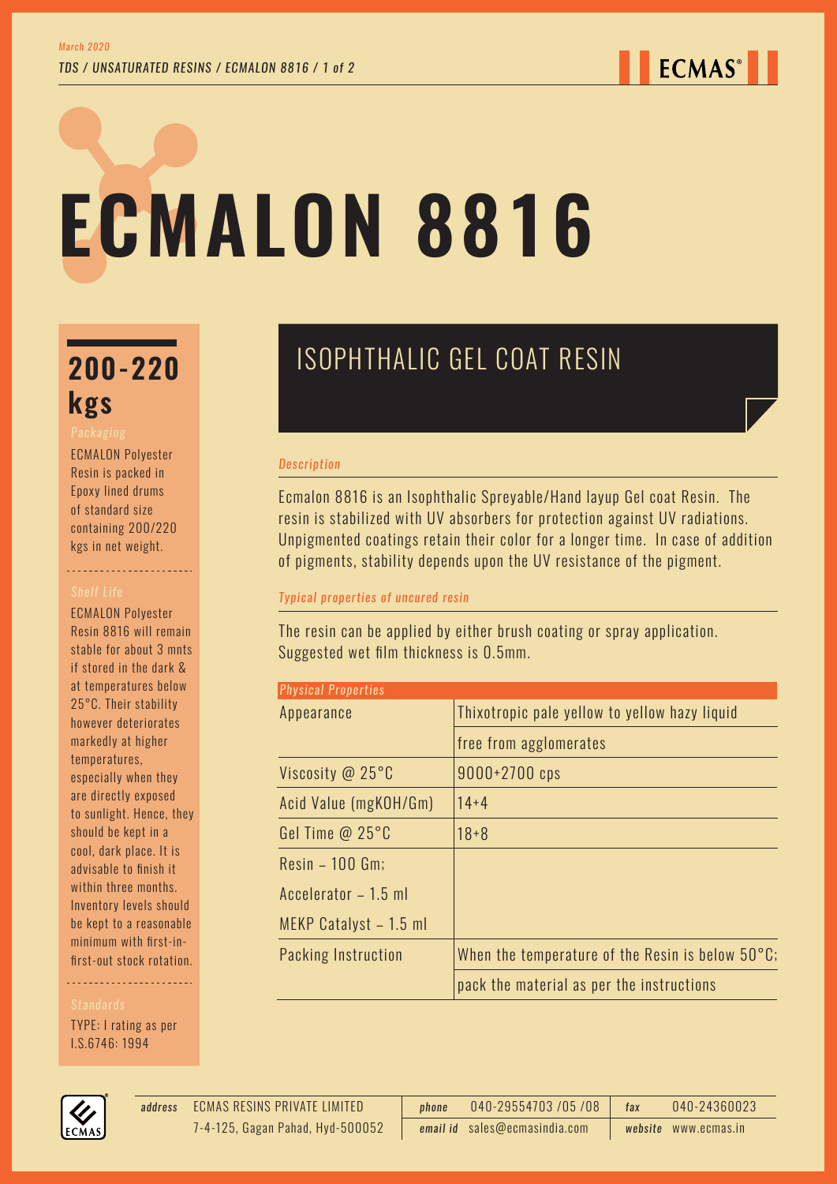# ECMALON 8816

## ISOPHTHALIC GEL COAT RESIN

### 200-220 kgs

*Packaging*

ECMALON Polyester Resin is packed in Epoxy lined drums of standard size containing 200/220 kgs in net weight.

*Shelf Life*

ECMALON Polyester Resin 8816 will remain stable for about 3 mnts if stored in the dark & at temperatures below 25°C. Their stability however deteriorates markedly at higher temperatures, especially when they are directly exposed to sunlight. Hence, they should be kept in a cool, dark place. It is advisable to finish it within three months. Inventory levels should be kept to a reasonable minimum with first-in-first-out stock rotation.

*Standards*

TYPE: I rating as per I.S.6746: 1994

*Description*

Ecmalon 8816 is an Isophthalic Spreyable/Hand layup Gel coat Resin. The resin is stabilized with UV absorbers for protection against UV radiations. Unpigmented coatings retain their color for a longer time. In case of addition of pigments, stability depends upon the UV resistance of the pigment.

*Typical properties of uncured resin*

The resin can be applied by either brush coating or spray application. Suggested wet film thickness is 0.5mm.

| *Physical Properties* | |
|---|---|
| Appearance | Thixotropic pale yellow to yellow hazy liquid free from agglomerates |
| Viscosity @ 25°C | 9000+2700 cps |
| Acid Value (mgKOH/Gm) | 14+4 |
| Gel Time @ 25°C | 18+8 |
| Resin – 100 Gm; Accelerator – 1.5 ml MEKP Catalyst – 1.5 ml | |
| Packing Instruction | When the temperature of the Resin is below 50°C; pack the material as per the instructions |

*address* ECMAS RESINS PRIVATE LIMITED 7-4-125, Gagan Pahad, Hyd-500052

*phone* 040-29554703 /05 /08 *email id* sales@ecmasindia.com

*fax* 040-24360023 *website* www.ecmas.in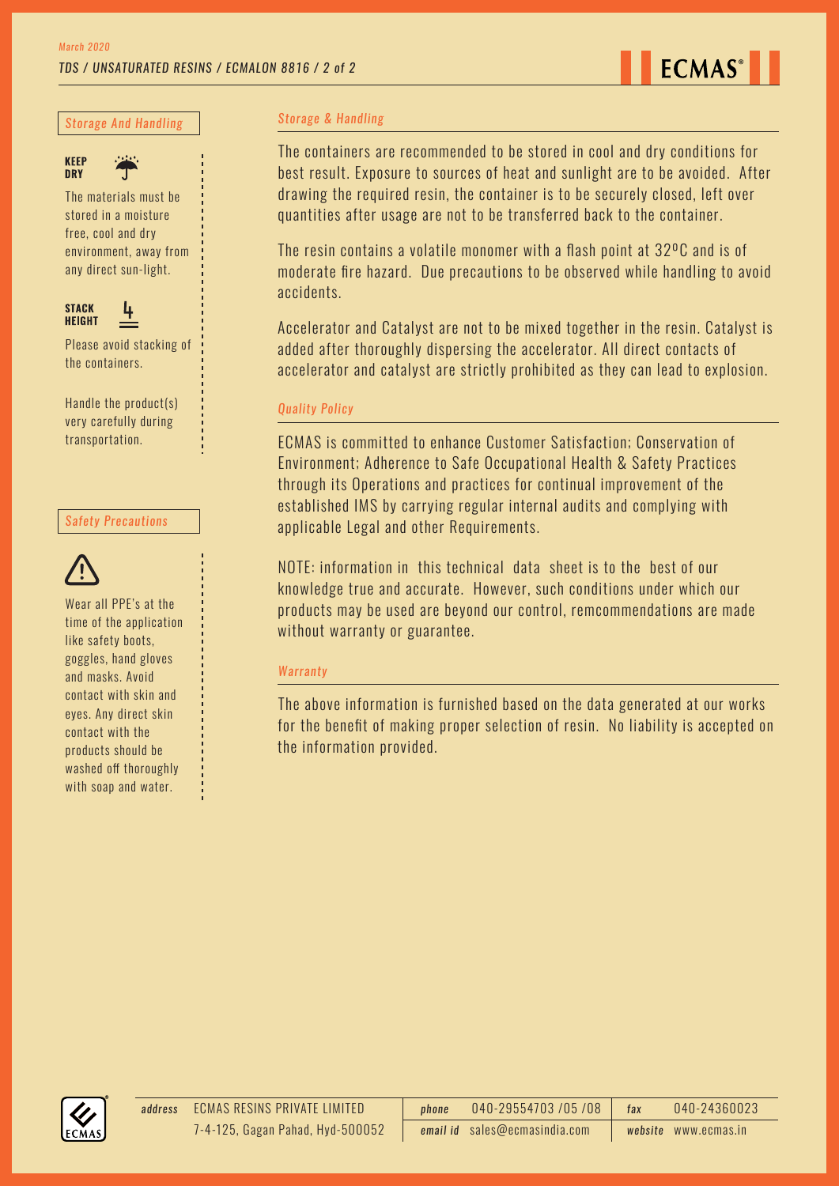## Storage And Handling

**KEEP DRY**

The materials must be stored in a moisture free, cool and dry environment, away from any direct sun-light.

**STACK HEIGHT**

Please avoid stacking of the containers.

Handle the product(s) very carefully during transportation.

## Safety Precautions

Wear all PPE's at the time of the application like safety boots, goggles, hand gloves and masks. Avoid contact with skin and eyes. Any direct skin contact with the products should be washed off thoroughly with soap and water.

## *Storage & Handling*

The containers are recommended to be stored in cool and dry conditions for best result. Exposure to sources of heat and sunlight are to be avoided. After drawing the required resin, the container is to be securely closed, left over quantities after usage are not to be transferred back to the container.

The resin contains a volatile monomer with a flash point at 32ºC and is of moderate fire hazard. Due precautions to be observed while handling to avoid accidents.

Accelerator and Catalyst are not to be mixed together in the resin. Catalyst is added after thoroughly dispersing the accelerator. All direct contacts of accelerator and catalyst are strictly prohibited as they can lead to explosion.

## *Quality Policy*

ECMAS is committed to enhance Customer Satisfaction; Conservation of Environment; Adherence to Safe Occupational Health & Safety Practices through its Operations and practices for continual improvement of the established IMS by carrying regular internal audits and complying with applicable Legal and other Requirements.

NOTE: information in this technical data sheet is to the best of our knowledge true and accurate. However, such conditions under which our products may be used are beyond our control, remcommendations are made without warranty or guarantee.

## *Warranty*

The above information is furnished based on the data generated at our works for the benefit of making proper selection of resin. No liability is accepted on the information provided.

*address* ECMAS RESINS PRIVATE LIMITED 7-4-125, Gagan Pahad, Hyd-500052 | *phone* 040-29554703 /05 /08 | *email id* sales@ecmasindia.com | *fax* 040-24360023 | *website* www.ecmas.in